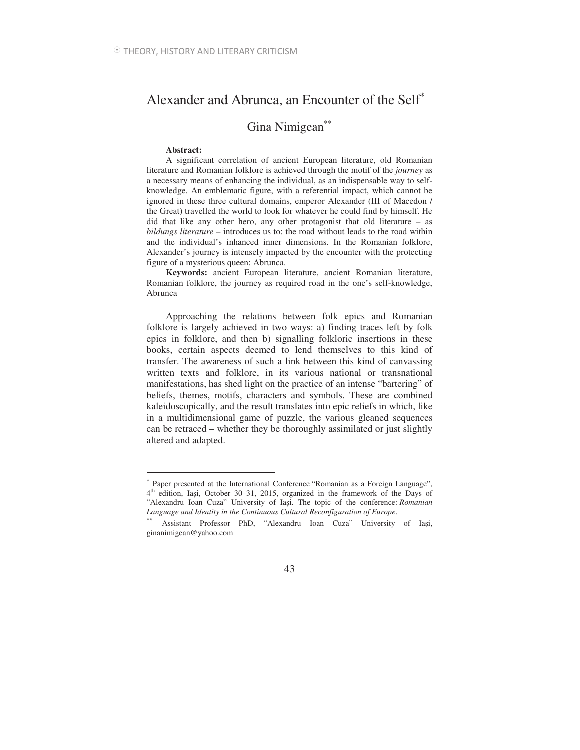# Alexander and Abrunca, an Encounter of the Self[*]

## Gina Nimigean[**]

**Abstract:**

A significant correlation of ancient European literature, old Romanian literature and Romanian folklore is achieved through the motif of the *journey* as a necessary means of enhancing the individual, as an indispensable way to self-knowledge. An emblematic figure, with a referential impact, which cannot be ignored in these three cultural domains, emperor Alexander (III of Macedon / the Great) travelled the world to look for whatever he could find by himself. He did that like any other hero, any other protagonist that old literature – as *bildungs literature* – introduces us to: the road without leads to the road within and the individual's inhanced inner dimensions. In the Romanian folklore, Alexander's journey is intensely impacted by the encounter with the protecting figure of a mysterious queen: Abrunca.

**Keywords:** ancient European literature, ancient Romanian literature, Romanian folklore, the journey as required road in the one's self-knowledge, Abrunca

Approaching the relations between folk epics and Romanian folklore is largely achieved in two ways: a) finding traces left by folk epics in folklore, and then b) signalling folkloric insertions in these books, certain aspects deemed to lend themselves to this kind of transfer. The awareness of such a link between this kind of canvassing written texts and folklore, in its various national or transnational manifestations, has shed light on the practice of an intense "bartering" of beliefs, themes, motifs, characters and symbols. These are combined kaleidoscopically, and the result translates into epic reliefs in which, like in a multidimensional game of puzzle, the various gleaned sequences can be retraced – whether they be thoroughly assimilated or just slightly altered and adapted.

---

[*] Paper presented at the International Conference "Romanian as a Foreign Language", 4th edition, Iaşi, October 30–31, 2015, organized in the framework of the Days of "Alexandru Ioan Cuza" University of Iaşi. The topic of the conference: *Romanian Language and Identity in the Continuous Cultural Reconfiguration of Europe*.

[**] Assistant Professor PhD, "Alexandru Ioan Cuza" University of Iaşi, ginanimigean@yahoo.com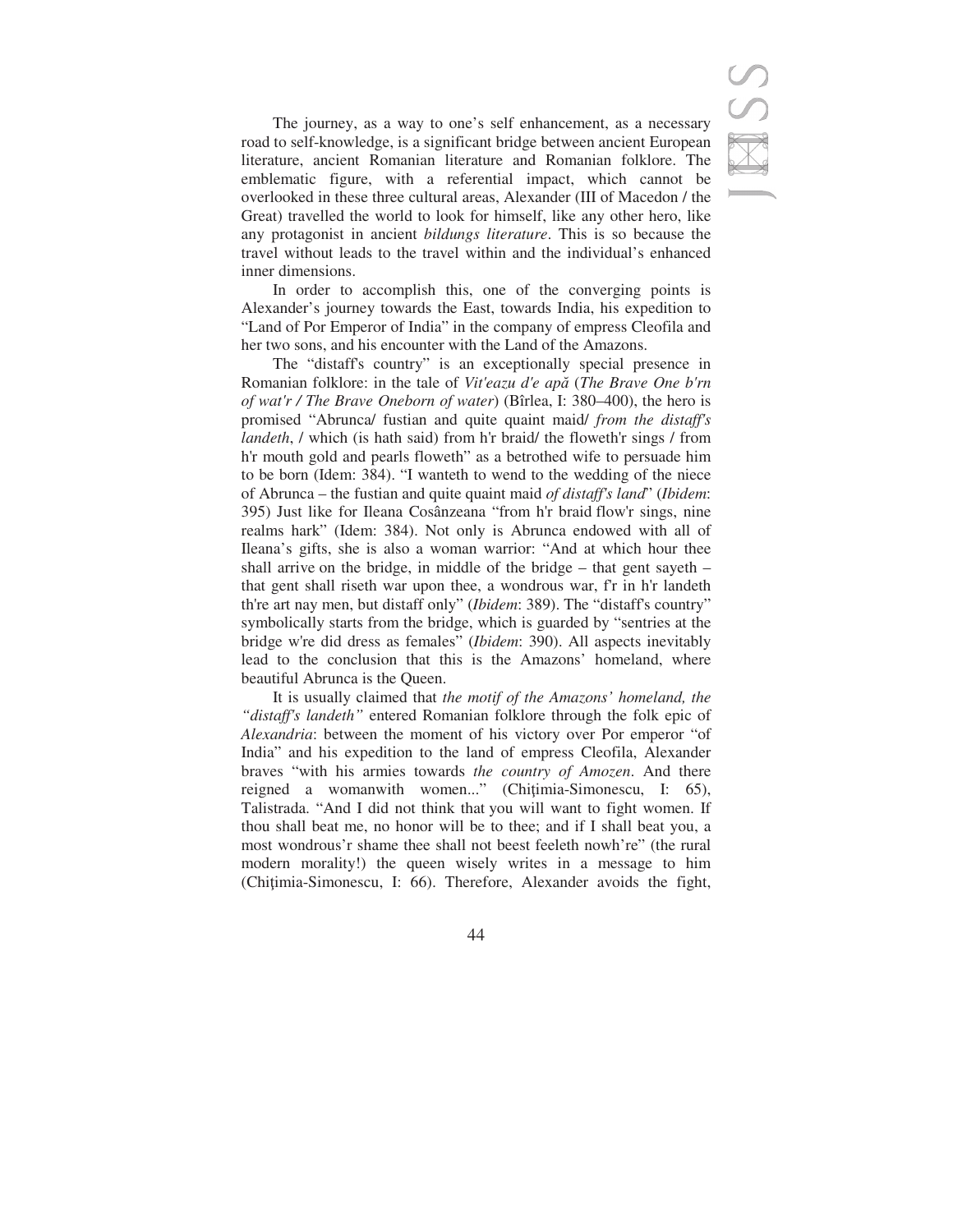The journey, as a way to one's self enhancement, as a necessary road to self-knowledge, is a significant bridge between ancient European literature, ancient Romanian literature and Romanian folklore. The emblematic figure, with a referential impact, which cannot be overlooked in these three cultural areas, Alexander (III of Macedon / the Great) travelled the world to look for himself, like any other hero, like any protagonist in ancient *bildungs literature*. This is so because the travel without leads to the travel within and the individual's enhanced inner dimensions.

In order to accomplish this, one of the converging points is Alexander's journey towards the East, towards India, his expedition to "Land of Por Emperor of India" in the company of empress Cleofila and her two sons, and his encounter with the Land of the Amazons.

The "distaff's country" is an exceptionally special presence in Romanian folklore: in the tale of *Vit'eazu d'e apă* (*The Brave One b'rn of wat'r / The Brave Oneborn of water*) (Bîrlea, I: 380–400), the hero is promised "Abrunca/ fustian and quite quaint maid/ *from the distaff's landeth*, / which (is hath said) from h'r braid/ the floweth'r sings / from h'r mouth gold and pearls floweth" as a betrothed wife to persuade him to be born (Idem: 384). "I wanteth to wend to the wedding of the niece of Abrunca – the fustian and quite quaint maid *of distaff's land*" (*Ibidem*: 395) Just like for Ileana Cosânzeana "from h'r braid flow'r sings, nine realms hark" (Idem: 384). Not only is Abrunca endowed with all of Ileana's gifts, she is also a woman warrior: "And at which hour thee shall arrive on the bridge, in middle of the bridge – that gent sayeth – that gent shall riseth war upon thee, a wondrous war, f'r in h'r landeth th're art nay men, but distaff only" (*Ibidem*: 389). The "distaff's country" symbolically starts from the bridge, which is guarded by "sentries at the bridge w're did dress as females" (*Ibidem*: 390). All aspects inevitably lead to the conclusion that this is the Amazons' homeland, where beautiful Abrunca is the Queen.

It is usually claimed that *the motif of the Amazons' homeland, the "distaff's landeth"* entered Romanian folklore through the folk epic of *Alexandria*: between the moment of his victory over Por emperor "of India" and his expedition to the land of empress Cleofila, Alexander braves "with his armies towards *the country of Amozen*. And there reigned a womanwith women..." (Chiţimia-Simonescu, I: 65), Talistrada. "And I did not think that you will want to fight women. If thou shall beat me, no honor will be to thee; and if I shall beat you, a most wondrous'r shame thee shall not beest feeleth nowh're" (the rural modern morality!) the queen wisely writes in a message to him (Chiţimia-Simonescu, I: 66). Therefore, Alexander avoids the fight,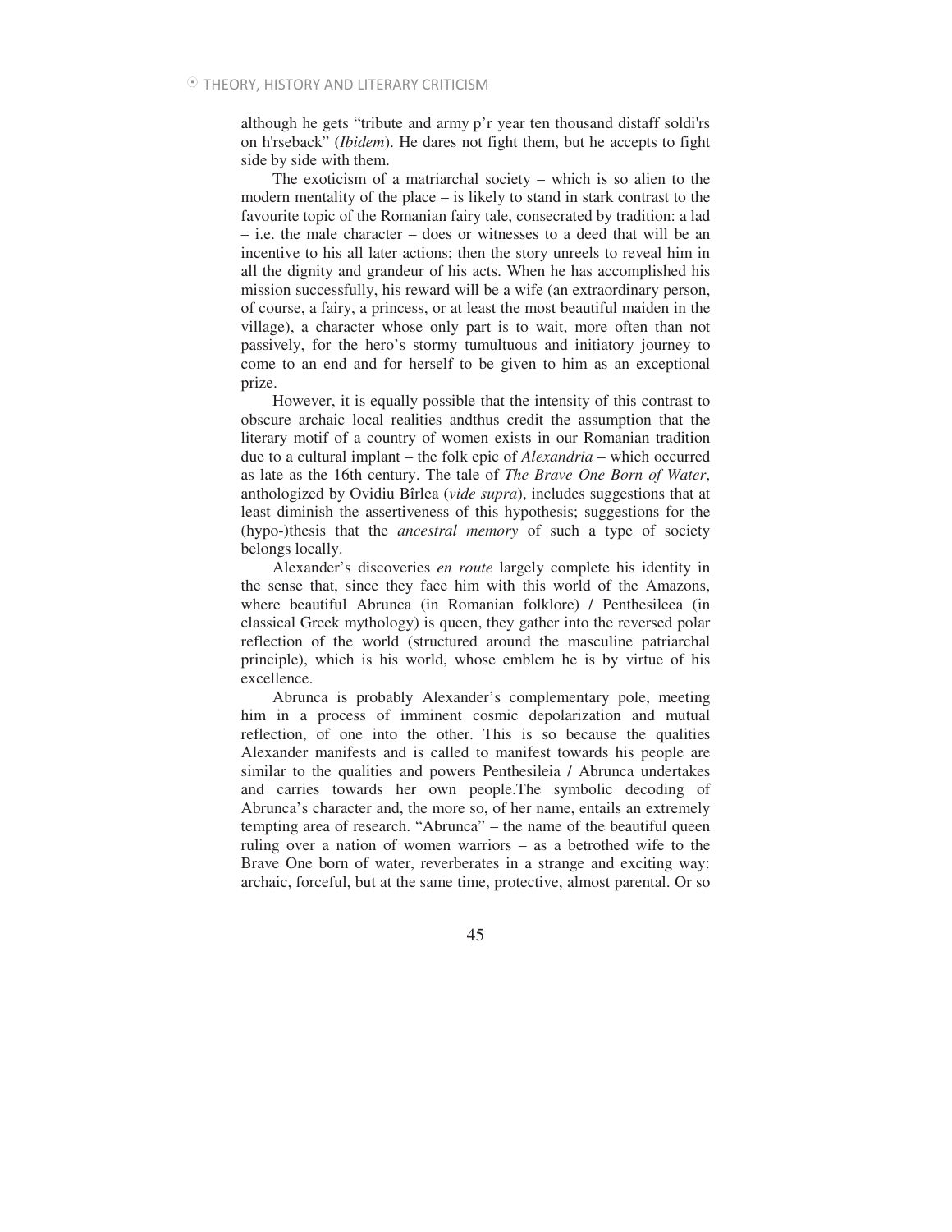although he gets “tribute and army p’r year ten thousand distaff soldi'rs on h'rseback” (*Ibidem*). He dares not fight them, but he accepts to fight side by side with them.

The exoticism of a matriarchal society – which is so alien to the modern mentality of the place – is likely to stand in stark contrast to the favourite topic of the Romanian fairy tale, consecrated by tradition: a lad – i.e. the male character – does or witnesses to a deed that will be an incentive to his all later actions; then the story unreels to reveal him in all the dignity and grandeur of his acts. When he has accomplished his mission successfully, his reward will be a wife (an extraordinary person, of course, a fairy, a princess, or at least the most beautiful maiden in the village), a character whose only part is to wait, more often than not passively, for the hero’s stormy tumultuous and initiatory journey to come to an end and for herself to be given to him as an exceptional prize.

However, it is equally possible that the intensity of this contrast to obscure archaic local realities andthus credit the assumption that the literary motif of a country of women exists in our Romanian tradition due to a cultural implant – the folk epic of *Alexandria* – which occurred as late as the 16th century. The tale of *The Brave One Born of Water*, anthologized by Ovidiu Bîrlea (*vide supra*), includes suggestions that at least diminish the assertiveness of this hypothesis; suggestions for the (hypo-)thesis that the *ancestral memory* of such a type of society belongs locally.

Alexander’s discoveries *en route* largely complete his identity in the sense that, since they face him with this world of the Amazons, where beautiful Abrunca (in Romanian folklore) / Penthesileea (in classical Greek mythology) is queen, they gather into the reversed polar reflection of the world (structured around the masculine patriarchal principle), which is his world, whose emblem he is by virtue of his excellence.

Abrunca is probably Alexander’s complementary pole, meeting him in a process of imminent cosmic depolarization and mutual reflection, of one into the other. This is so because the qualities Alexander manifests and is called to manifest towards his people are similar to the qualities and powers Penthesileia / Abrunca undertakes and carries towards her own people.The symbolic decoding of Abrunca’s character and, the more so, of her name, entails an extremely tempting area of research. “Abrunca” – the name of the beautiful queen ruling over a nation of women warriors – as a betrothed wife to the Brave One born of water, reverberates in a strange and exciting way: archaic, forceful, but at the same time, protective, almost parental. Or so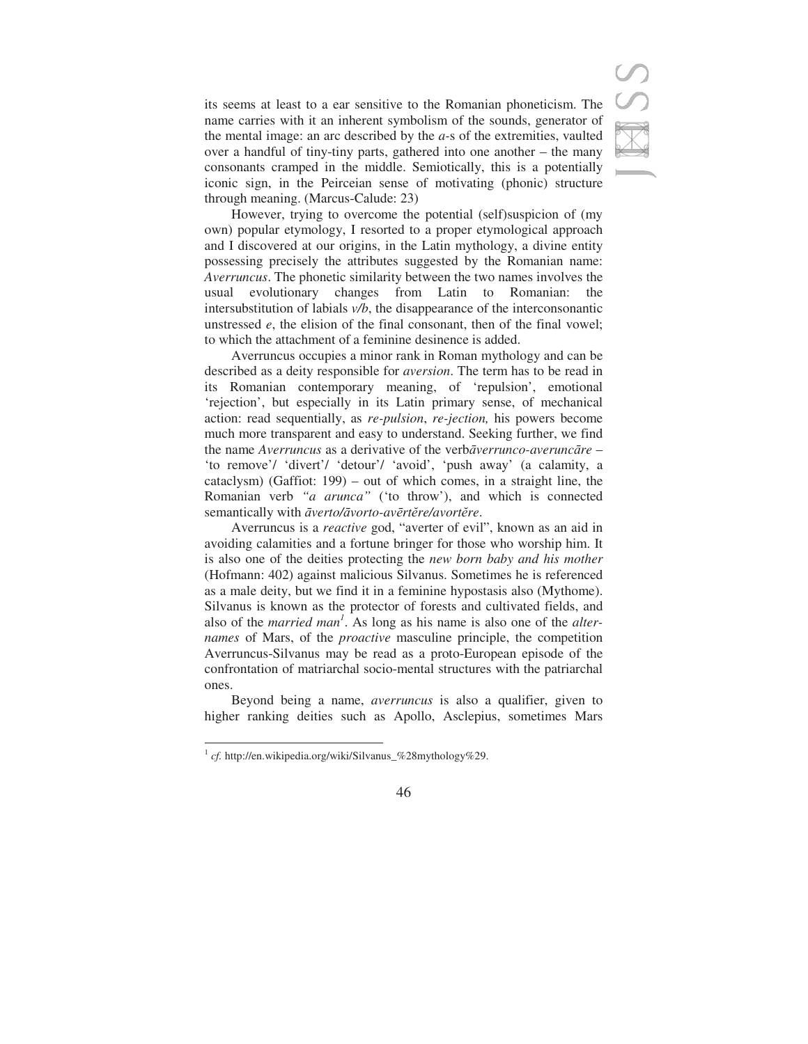its seems at least to a ear sensitive to the Romanian phoneticism. The name carries with it an inherent symbolism of the sounds, generator of the mental image: an arc described by the *a*-s of the extremities, vaulted over a handful of tiny-tiny parts, gathered into one another – the many consonants cramped in the middle. Semiotically, this is a potentially iconic sign, in the Peirceian sense of motivating (phonic) structure through meaning. (Marcus-Calude: 23)

However, trying to overcome the potential (self)suspicion of (my own) popular etymology, I resorted to a proper etymological approach and I discovered at our origins, in the Latin mythology, a divine entity possessing precisely the attributes suggested by the Romanian name: *Averruncus*. The phonetic similarity between the two names involves the usual evolutionary changes from Latin to Romanian: the intersubstitution of labials *v/b*, the disappearance of the interconsonantic unstressed *e*, the elision of the final consonant, then of the final vowel; to which the attachment of a feminine desinence is added.

Averruncus occupies a minor rank in Roman mythology and can be described as a deity responsible for *aversion*. The term has to be read in its Romanian contemporary meaning, of 'repulsion', emotional 'rejection', but especially in its Latin primary sense, of mechanical action: read sequentially, as *re-pulsion*, *re-jection,* his powers become much more transparent and easy to understand. Seeking further, we find the name *Averruncus* as a derivative of the verb*āverrunco-averuncāre* – 'to remove'/ 'divert'/ 'detour'/ 'avoid', 'push away' (a calamity, a cataclysm) (Gaffiot: 199) – out of which comes, in a straight line, the Romanian verb *"a arunca"* ('to throw'), and which is connected semantically with *āverto/āvorto-avērtĕre/avortĕre*.

Averruncus is a *reactive* god, "averter of evil", known as an aid in avoiding calamities and a fortune bringer for those who worship him. It is also one of the deities protecting the *new born baby and his mother* (Hofmann: 402) against malicious Silvanus. Sometimes he is referenced as a male deity, but we find it in a feminine hypostasis also (Mythome). Silvanus is known as the protector of forests and cultivated fields, and also of the *married man*[1]. As long as his name is also one of the *alter-names* of Mars, of the *proactive* masculine principle, the competition Averruncus-Silvanus may be read as a proto-European episode of the confrontation of matriarchal socio-mental structures with the patriarchal ones.

Beyond being a name, *averruncus* is also a qualifier, given to higher ranking deities such as Apollo, Asclepius, sometimes Mars

---

[1] *cf.* http://en.wikipedia.org/wiki/Silvanus_%28mythology%29.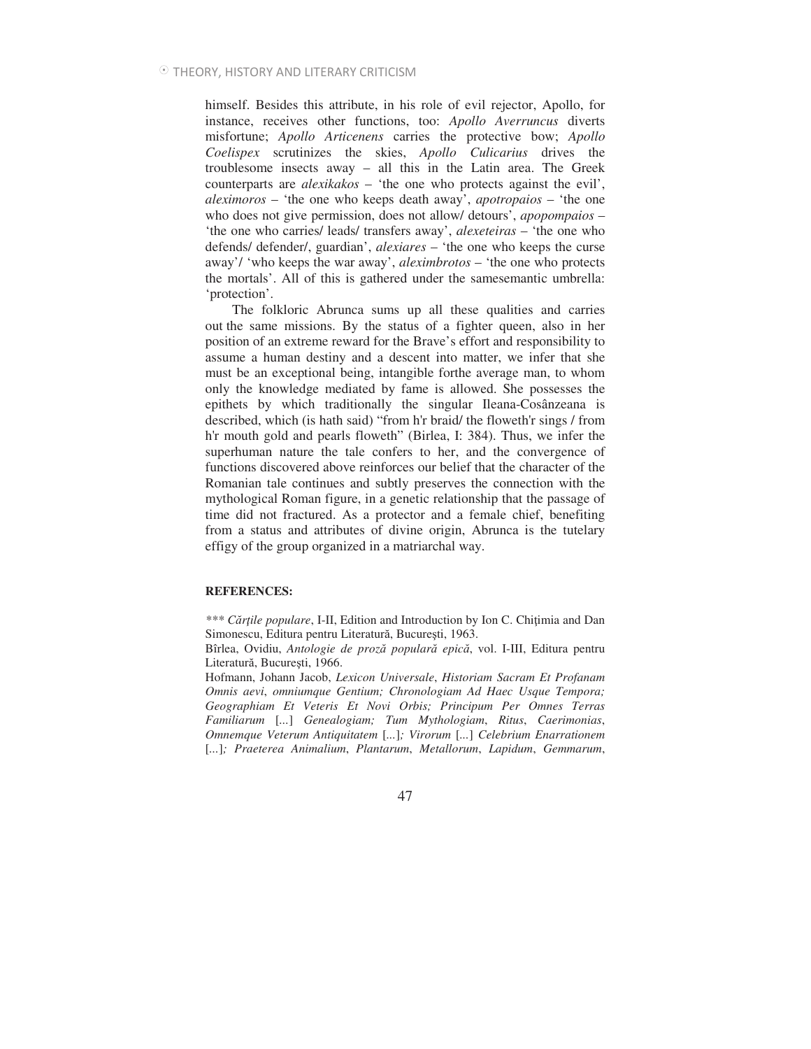himself. Besides this attribute, in his role of evil rejector, Apollo, for instance, receives other functions, too: *Apollo Averruncus* diverts misfortune; *Apollo Articenens* carries the protective bow; *Apollo Coelispex* scrutinizes the skies, *Apollo Culicarius* drives the troublesome insects away – all this in the Latin area. The Greek counterparts are *alexikakos* – 'the one who protects against the evil', *aleximoros* – 'the one who keeps death away', *apotropaios* – 'the one who does not give permission, does not allow/ detours', *apopompaios* – 'the one who carries/ leads/ transfers away', *alexeteiras* – 'the one who defends/ defender/, guardian', *alexiares* – 'the one who keeps the curse away'/ 'who keeps the war away', *aleximbrotos* – 'the one who protects the mortals'. All of this is gathered under the samesemantic umbrella: 'protection'.

The folkloric Abrunca sums up all these qualities and carries out the same missions. By the status of a fighter queen, also in her position of an extreme reward for the Brave's effort and responsibility to assume a human destiny and a descent into matter, we infer that she must be an exceptional being, intangible forthe average man, to whom only the knowledge mediated by fame is allowed. She possesses the epithets by which traditionally the singular Ileana-Cosânzeana is described, which (is hath said) "from h'r braid/ the floweth'r sings / from h'r mouth gold and pearls floweth" (Birlea, I: 384). Thus, we infer the superhuman nature the tale confers to her, and the convergence of functions discovered above reinforces our belief that the character of the Romanian tale continues and subtly preserves the connection with the mythological Roman figure, in a genetic relationship that the passage of time did not fractured. As a protector and a female chief, benefiting from a status and attributes of divine origin, Abrunca is the tutelary effigy of the group organized in a matriarchal way.

**REFERENCES:**

*** *Cărţile populare*, I-II, Edition and Introduction by Ion C. Chiţimia and Dan Simonescu, Editura pentru Literatură, Bucureşti, 1963.

Bîrlea, Ovidiu, *Antologie de proză populară epică*, vol. I-III, Editura pentru Literatură, Bucureşti, 1966.

Hofmann, Johann Jacob, *Lexicon Universale*, *Historiam Sacram Et Profanam Omnis aevi*, *omniumque Gentium; Chronologiam Ad Haec Usque Tempora; Geographiam Et Veteris Et Novi Orbis; Principum Per Omnes Terras Familiarum* [...] *Genealogiam; Tum Mythologiam*, *Ritus*, *Caerimonias*, *Omnemque Veterum Antiquitatem* [...]*; Virorum* [...] *Celebrium Enarrationem* [...]*; Praeterea Animalium*, *Plantarum*, *Metallorum*, *Lapidum*, *Gemmarum*,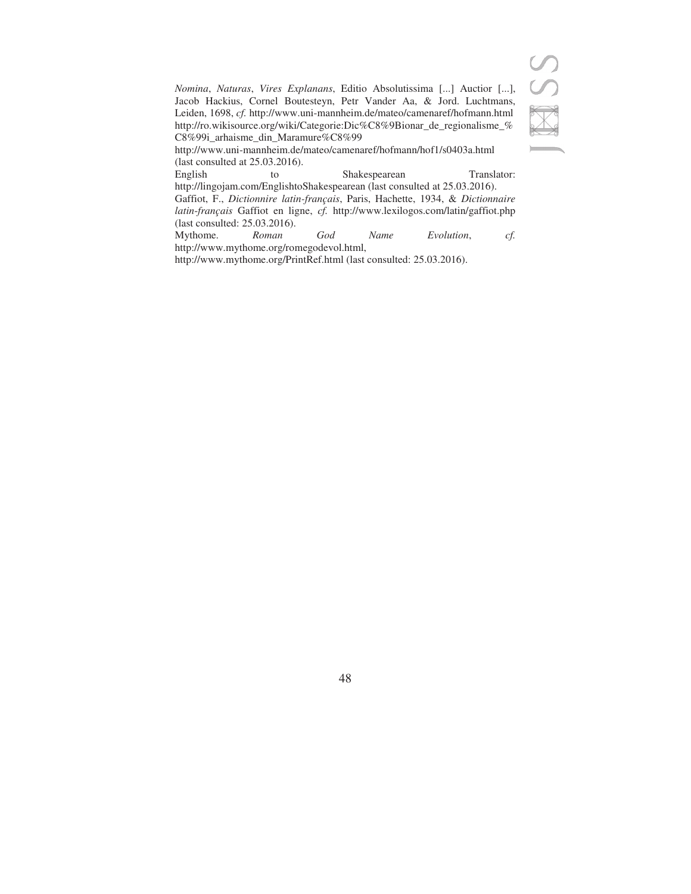*Nomina*, *Naturas*, *Vires Explanans*, Editio Absolutissima [...] Auctior [...], Jacob Hackius, Cornel Boutesteyn, Petr Vander Aa, & Jord. Luchtmans, Leiden, 1698, *cf.* http://www.uni-mannheim.de/mateo/camenaref/hofmann.html
http://ro.wikisource.org/wiki/Categorie:Dic%C8%9Bionar_de_regionalisme_%C8%99i_arhaisme_din_Maramure%C8%99
http://www.uni-mannheim.de/mateo/camenaref/hofmann/hof1/s0403a.html (last consulted at 25.03.2016).

English to Shakespearean Translator: http://lingojam.com/EnglishtoShakespearean (last consulted at 25.03.2016).

Gaffiot, F., *Dictionnire latin-français*, Paris, Hachette, 1934, & *Dictionnaire latin-français* Gaffiot en ligne, *cf.* http://www.lexilogos.com/latin/gaffiot.php (last consulted: 25.03.2016).

Mythome. *Roman God Name Evolution*, *cf.* http://www.mythome.org/romegodevol.html,
http://www.mythome.org/PrintRef.html (last consulted: 25.03.2016).